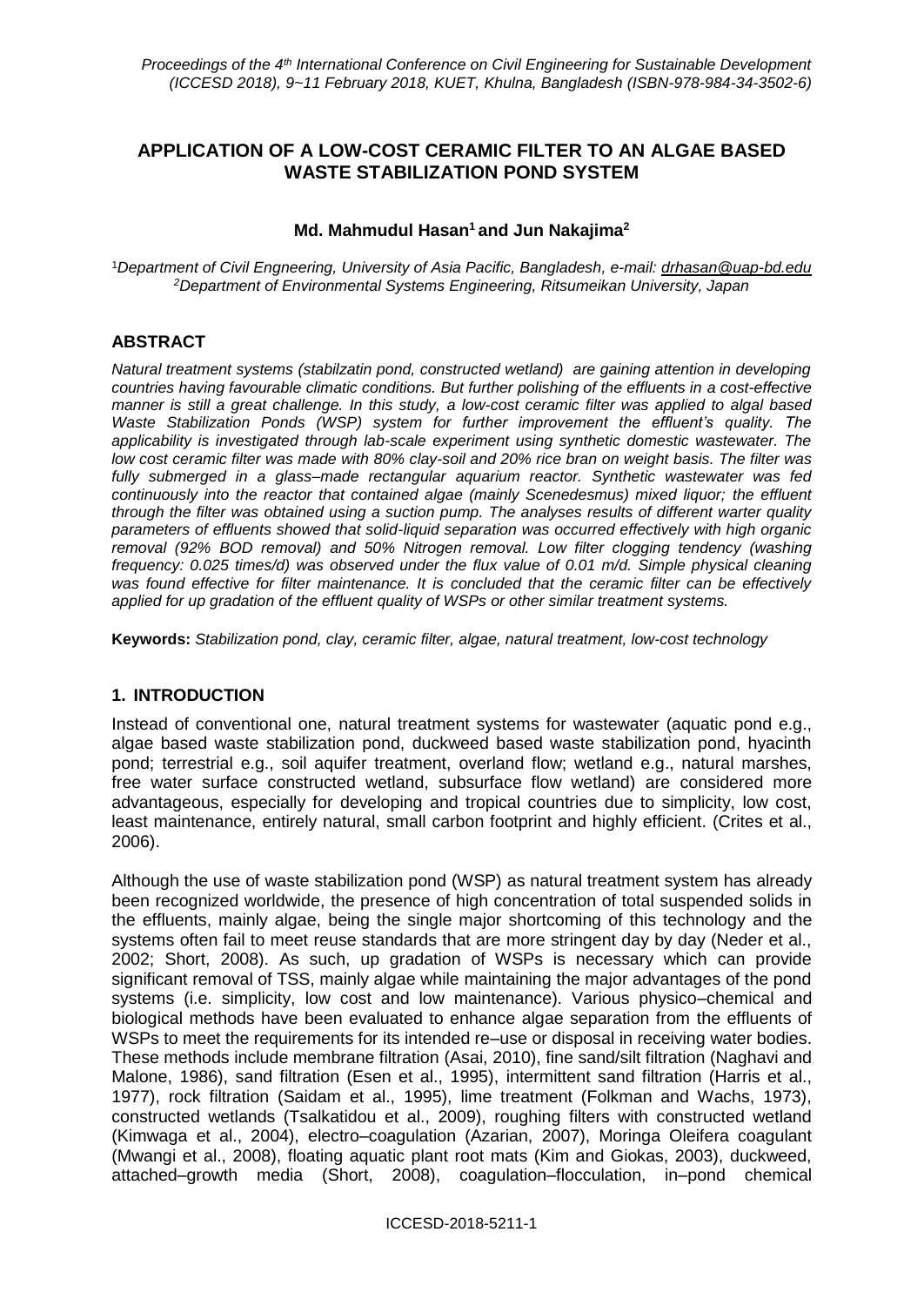# APPLICATION OF A LOW-COST CERAMIC FILTER TO AN ALGAE BASED WASTE STABILIZATION POND SYSTEM

**Md. Mahmudul Hasan[1] and Jun Nakajima[2]**

[1]*Department of Civil Engneering, University of Asia Pacific, Bangladesh, e-mail: drhasan@uap-bd.edu*
[2]*Department of Environmental Systems Engineering, Ritsumeikan University, Japan*

## ABSTRACT

*Natural treatment systems (stabilzatin pond, constructed wetland) are gaining attention in developing countries having favourable climatic conditions. But further polishing of the effluents in a cost-effective manner is still a great challenge. In this study, a low-cost ceramic filter was applied to algal based Waste Stabilization Ponds (WSP) system for further improvement the effluent's quality. The applicability is investigated through lab-scale experiment using synthetic domestic wastewater. The low cost ceramic filter was made with 80% clay-soil and 20% rice bran on weight basis. The filter was fully submerged in a glass–made rectangular aquarium reactor. Synthetic wastewater was fed continuously into the reactor that contained algae (mainly Scenedesmus) mixed liquor; the effluent through the filter was obtained using a suction pump. The analyses results of different warter quality parameters of effluents showed that solid-liquid separation was occurred effectively with high organic removal (92% BOD removal) and 50% Nitrogen removal. Low filter clogging tendency (washing frequency: 0.025 times/d) was observed under the flux value of 0.01 m/d. Simple physical cleaning was found effective for filter maintenance. It is concluded that the ceramic filter can be effectively applied for up gradation of the effluent quality of WSPs or other similar treatment systems.*

**Keywords:** *Stabilization pond, clay, ceramic filter, algae, natural treatment, low-cost technology*

## 1. INTRODUCTION

Instead of conventional one, natural treatment systems for wastewater (aquatic pond e.g., algae based waste stabilization pond, duckweed based waste stabilization pond, hyacinth pond; terrestrial e.g., soil aquifer treatment, overland flow; wetland e.g., natural marshes, free water surface constructed wetland, subsurface flow wetland) are considered more advantageous, especially for developing and tropical countries due to simplicity, low cost, least maintenance, entirely natural, small carbon footprint and highly efficient. (Crites et al., 2006).

Although the use of waste stabilization pond (WSP) as natural treatment system has already been recognized worldwide, the presence of high concentration of total suspended solids in the effluents, mainly algae, being the single major shortcoming of this technology and the systems often fail to meet reuse standards that are more stringent day by day (Neder et al., 2002; Short, 2008). As such, up gradation of WSPs is necessary which can provide significant removal of TSS, mainly algae while maintaining the major advantages of the pond systems (i.e. simplicity, low cost and low maintenance). Various physico–chemical and biological methods have been evaluated to enhance algae separation from the effluents of WSPs to meet the requirements for its intended re–use or disposal in receiving water bodies. These methods include membrane filtration (Asai, 2010), fine sand/silt filtration (Naghavi and Malone, 1986), sand filtration (Esen et al., 1995), intermittent sand filtration (Harris et al., 1977), rock filtration (Saidam et al., 1995), lime treatment (Folkman and Wachs, 1973), constructed wetlands (Tsalkatidou et al., 2009), roughing filters with constructed wetland (Kimwaga et al., 2004), electro–coagulation (Azarian, 2007), Moringa Oleifera coagulant (Mwangi et al., 2008), floating aquatic plant root mats (Kim and Giokas, 2003), duckweed, attached–growth media (Short, 2008), coagulation–flocculation, in–pond chemical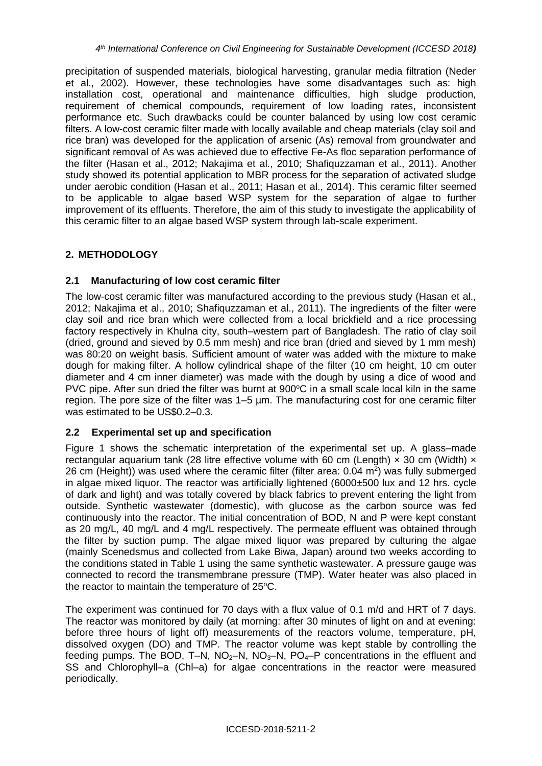precipitation of suspended materials, biological harvesting, granular media filtration (Neder et al., 2002). However, these technologies have some disadvantages such as: high installation cost, operational and maintenance difficulties, high sludge production, requirement of chemical compounds, requirement of low loading rates, inconsistent performance etc. Such drawbacks could be counter balanced by using low cost ceramic filters. A low-cost ceramic filter made with locally available and cheap materials (clay soil and rice bran) was developed for the application of arsenic (As) removal from groundwater and significant removal of As was achieved due to effective Fe-As floc separation performance of the filter (Hasan et al., 2012; Nakajima et al., 2010; Shafiquzzaman et al., 2011). Another study showed its potential application to MBR process for the separation of activated sludge under aerobic condition (Hasan et al., 2011; Hasan et al., 2014). This ceramic filter seemed to be applicable to algae based WSP system for the separation of algae to further improvement of its effluents. Therefore, the aim of this study to investigate the applicability of this ceramic filter to an algae based WSP system through lab-scale experiment.

## 2. METHODOLOGY

### 2.1 Manufacturing of low cost ceramic filter

The low-cost ceramic filter was manufactured according to the previous study (Hasan et al., 2012; Nakajima et al., 2010; Shafiquzzaman et al., 2011). The ingredients of the filter were clay soil and rice bran which were collected from a local brickfield and a rice processing factory respectively in Khulna city, south–western part of Bangladesh. The ratio of clay soil (dried, ground and sieved by 0.5 mm mesh) and rice bran (dried and sieved by 1 mm mesh) was 80:20 on weight basis. Sufficient amount of water was added with the mixture to make dough for making filter. A hollow cylindrical shape of the filter (10 cm height, 10 cm outer diameter and 4 cm inner diameter) was made with the dough by using a dice of wood and PVC pipe. After sun dried the filter was burnt at 900°C in a small scale local kiln in the same region. The pore size of the filter was 1–5 µm. The manufacturing cost for one ceramic filter was estimated to be US$0.2–0.3.

### 2.2 Experimental set up and specification

Figure 1 shows the schematic interpretation of the experimental set up. A glass–made rectangular aquarium tank (28 litre effective volume with 60 cm (Length) × 30 cm (Width) × 26 cm (Height)) was used where the ceramic filter (filter area: 0.04 $m^2$) was fully submerged in algae mixed liquor. The reactor was artificially lightened (6000±500 lux and 12 hrs. cycle of dark and light) and was totally covered by black fabrics to prevent entering the light from outside. Synthetic wastewater (domestic), with glucose as the carbon source was fed continuously into the reactor. The initial concentration of BOD, N and P were kept constant as 20 mg/L, 40 mg/L and 4 mg/L respectively. The permeate effluent was obtained through the filter by suction pump. The algae mixed liquor was prepared by culturing the algae (mainly Scenedsmus and collected from Lake Biwa, Japan) around two weeks according to the conditions stated in Table 1 using the same synthetic wastewater. A pressure gauge was connected to record the transmembrane pressure (TMP). Water heater was also placed in the reactor to maintain the temperature of 25°C.

The experiment was continued for 70 days with a flux value of 0.1 m/d and HRT of 7 days. The reactor was monitored by daily (at morning: after 30 minutes of light on and at evening: before three hours of light off) measurements of the reactors volume, temperature, pH, dissolved oxygen (DO) and TMP. The reactor volume was kept stable by controlling the feeding pumps. The BOD, T–N, $NO_2$–N, $NO_3$–N, $PO_4$–P concentrations in the effluent and SS and Chlorophyll–a (Chl–a) for algae concentrations in the reactor were measured periodically.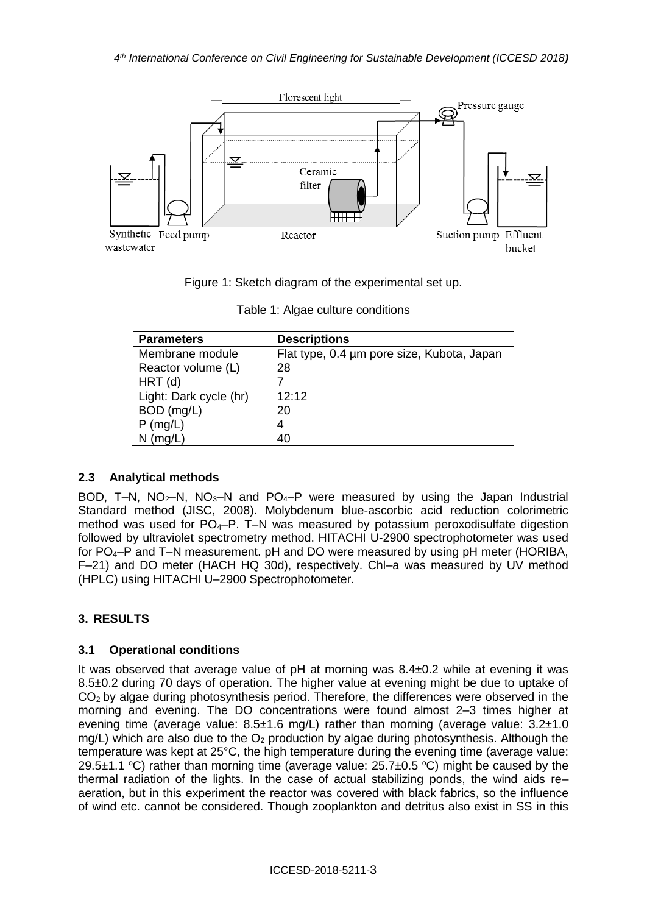Figure 1: Sketch diagram of the experimental set up.

Table 1: Algae culture conditions

| Parameters | Descriptions |
|---|---|
| Membrane module | Flat type, 0.4 µm pore size, Kubota, Japan |
| Reactor volume (L) | 28 |
| HRT (d) | 7 |
| Light: Dark cycle (hr) | 12:12 |
| BOD (mg/L) | 20 |
| P (mg/L) | 4 |
| N (mg/L) | 40 |

### 2.3 Analytical methods

BOD, T–N, $NO_2$–N, $NO_3$–N and $PO_4$–P were measured by using the Japan Industrial Standard method (JISC, 2008). Molybdenum blue-ascorbic acid reduction colorimetric method was used for $PO_4$–P. T–N was measured by potassium peroxodisulfate digestion followed by ultraviolet spectrometry method. HITACHI U-2900 spectrophotometer was used for $PO_4$–P and T–N measurement. pH and DO were measured by using pH meter (HORIBA, F–21) and DO meter (HACH HQ 30d), respectively. Chl–a was measured by UV method (HPLC) using HITACHI U–2900 Spectrophotometer.

## 3. RESULTS

### 3.1 Operational conditions

It was observed that average value of pH at morning was 8.4±0.2 while at evening it was 8.5±0.2 during 70 days of operation. The higher value at evening might be due to uptake of $CO_2$ by algae during photosynthesis period. Therefore, the differences were observed in the morning and evening. The DO concentrations were found almost 2–3 times higher at evening time (average value: 8.5±1.6 mg/L) rather than morning (average value: 3.2±1.0 mg/L) which are also due to the $O_2$ production by algae during photosynthesis. Although the temperature was kept at 25°C, the high temperature during the evening time (average value: 29.5±1.1 °C) rather than morning time (average value: 25.7±0.5 °C) might be caused by the thermal radiation of the lights. In the case of actual stabilizing ponds, the wind aids re–aeration, but in this experiment the reactor was covered with black fabrics, so the influence of wind etc. cannot be considered. Though zooplankton and detritus also exist in SS in this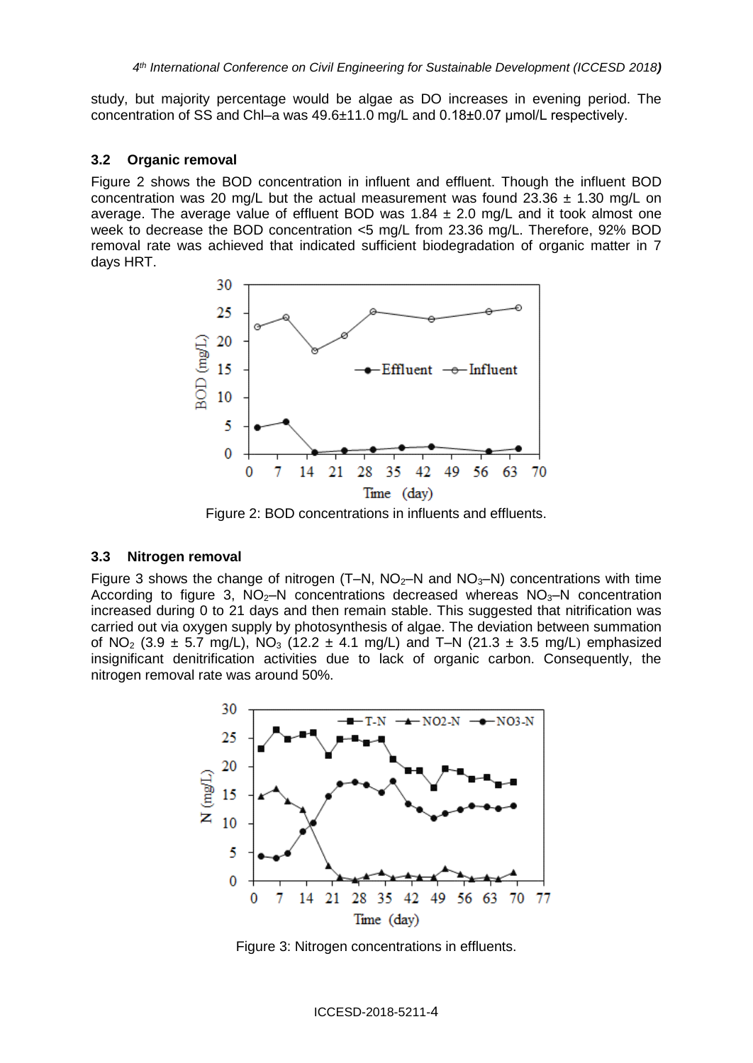study, but majority percentage would be algae as DO increases in evening period. The concentration of SS and Chl–a was 49.6±11.0 mg/L and 0.18±0.07 μmol/L respectively.

### 3.2 Organic removal

Figure 2 shows the BOD concentration in influent and effluent. Though the influent BOD concentration was 20 mg/L but the actual measurement was found 23.36 ± 1.30 mg/L on average. The average value of effluent BOD was 1.84 ± 2.0 mg/L and it took almost one week to decrease the BOD concentration <5 mg/L from 23.36 mg/L. Therefore, 92% BOD removal rate was achieved that indicated sufficient biodegradation of organic matter in 7 days HRT.

Figure 2: BOD concentrations in influents and effluents.

### 3.3 Nitrogen removal

Figure 3 shows the change of nitrogen (T–N, $NO_2$–N and $NO_3$–N) concentrations with time According to figure 3, $NO_2$–N concentrations decreased whereas $NO_3$–N concentration increased during 0 to 21 days and then remain stable. This suggested that nitrification was carried out via oxygen supply by photosynthesis of algae. The deviation between summation of $NO_2$ (3.9 ± 5.7 mg/L), $NO_3$ (12.2 ± 4.1 mg/L) and T–N (21.3 ± 3.5 mg/L) emphasized insignificant denitrification activities due to lack of organic carbon. Consequently, the nitrogen removal rate was around 50%.

Figure 3: Nitrogen concentrations in effluents.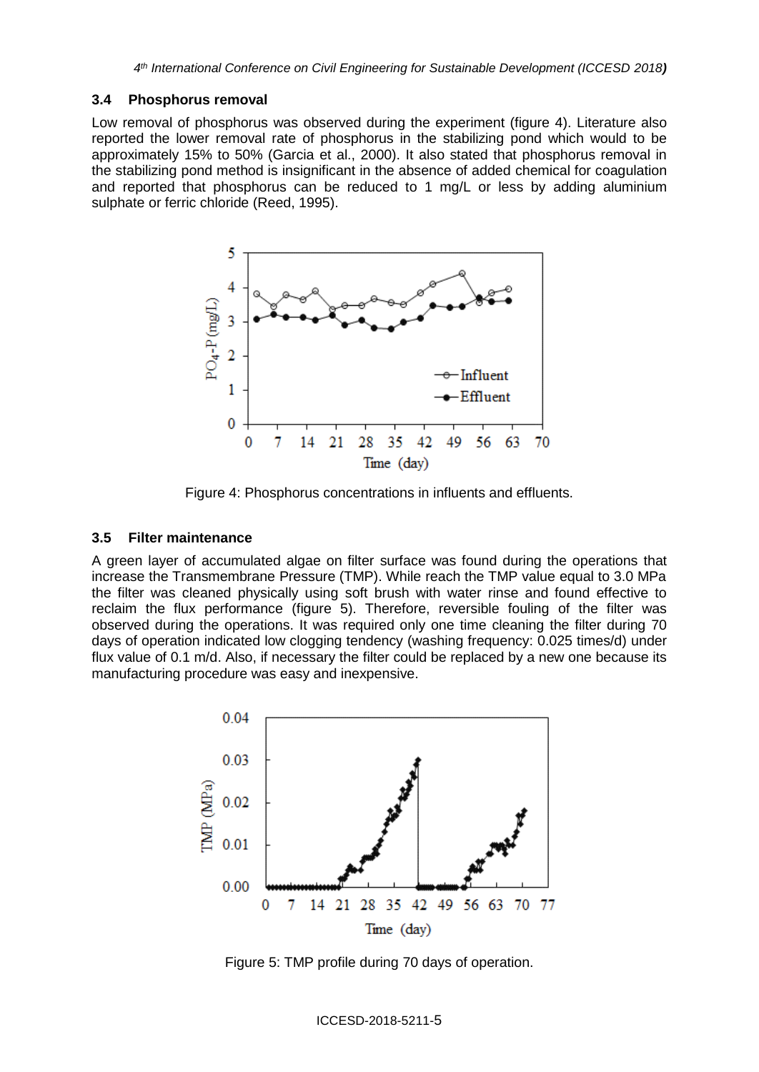### 3.4 Phosphorus removal

Low removal of phosphorus was observed during the experiment (figure 4). Literature also reported the lower removal rate of phosphorus in the stabilizing pond which would to be approximately 15% to 50% (Garcia et al., 2000). It also stated that phosphorus removal in the stabilizing pond method is insignificant in the absence of added chemical for coagulation and reported that phosphorus can be reduced to 1 mg/L or less by adding aluminium sulphate or ferric chloride (Reed, 1995).

Figure 4: Phosphorus concentrations in influents and effluents.

### 3.5 Filter maintenance

A green layer of accumulated algae on filter surface was found during the operations that increase the Transmembrane Pressure (TMP). While reach the TMP value equal to 3.0 MPa the filter was cleaned physically using soft brush with water rinse and found effective to reclaim the flux performance (figure 5). Therefore, reversible fouling of the filter was observed during the operations. It was required only one time cleaning the filter during 70 days of operation indicated low clogging tendency (washing frequency: 0.025 times/d) under flux value of 0.1 m/d. Also, if necessary the filter could be replaced by a new one because its manufacturing procedure was easy and inexpensive.

Figure 5: TMP profile during 70 days of operation.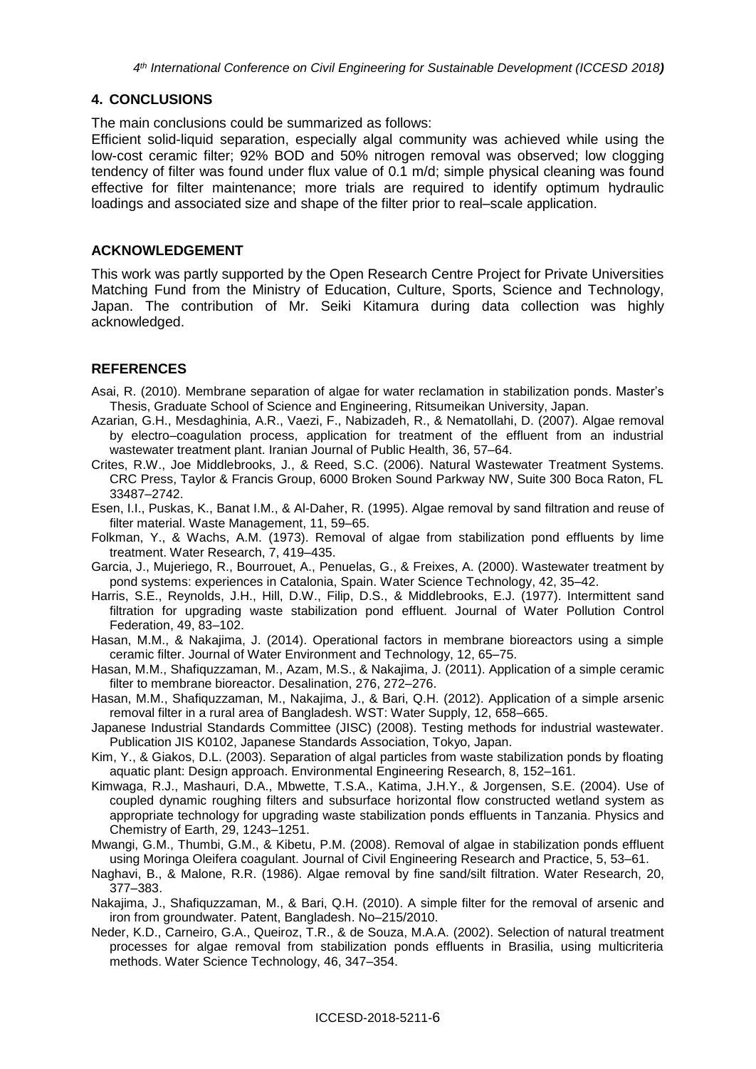## 4. CONCLUSIONS

The main conclusions could be summarized as follows:

Efficient solid-liquid separation, especially algal community was achieved while using the low-cost ceramic filter; 92% BOD and 50% nitrogen removal was observed; low clogging tendency of filter was found under flux value of 0.1 m/d; simple physical cleaning was found effective for filter maintenance; more trials are required to identify optimum hydraulic loadings and associated size and shape of the filter prior to real–scale application.

## ACKNOWLEDGEMENT

This work was partly supported by the Open Research Centre Project for Private Universities Matching Fund from the Ministry of Education, Culture, Sports, Science and Technology, Japan. The contribution of Mr. Seiki Kitamura during data collection was highly acknowledged.

## REFERENCES

Asai, R. (2010). Membrane separation of algae for water reclamation in stabilization ponds. Master's Thesis, Graduate School of Science and Engineering, Ritsumeikan University, Japan.

Azarian, G.H., Mesdaghinia, A.R., Vaezi, F., Nabizadeh, R., & Nematollahi, D. (2007). Algae removal by electro–coagulation process, application for treatment of the effluent from an industrial wastewater treatment plant. Iranian Journal of Public Health, 36, 57–64.

Crites, R.W., Joe Middlebrooks, J., & Reed, S.C. (2006). Natural Wastewater Treatment Systems. CRC Press, Taylor & Francis Group, 6000 Broken Sound Parkway NW, Suite 300 Boca Raton, FL 33487–2742.

Esen, I.I., Puskas, K., Banat I.M., & Al-Daher, R. (1995). Algae removal by sand filtration and reuse of filter material. Waste Management, 11, 59–65.

Folkman, Y., & Wachs, A.M. (1973). Removal of algae from stabilization pond effluents by lime treatment. Water Research, 7, 419–435.

Garcia, J., Mujeriego, R., Bourrouet, A., Penuelas, G., & Freixes, A. (2000). Wastewater treatment by pond systems: experiences in Catalonia, Spain. Water Science Technology, 42, 35–42.

Harris, S.E., Reynolds, J.H., Hill, D.W., Filip, D.S., & Middlebrooks, E.J. (1977). Intermittent sand filtration for upgrading waste stabilization pond effluent. Journal of Water Pollution Control Federation, 49, 83–102.

Hasan, M.M., & Nakajima, J. (2014). Operational factors in membrane bioreactors using a simple ceramic filter. Journal of Water Environment and Technology, 12, 65–75.

Hasan, M.M., Shafiquzzaman, M., Azam, M.S., & Nakajima, J. (2011). Application of a simple ceramic filter to membrane bioreactor. Desalination, 276, 272–276.

Hasan, M.M., Shafiquzzaman, M., Nakajima, J., & Bari, Q.H. (2012). Application of a simple arsenic removal filter in a rural area of Bangladesh. WST: Water Supply, 12, 658–665.

Japanese Industrial Standards Committee (JISC) (2008). Testing methods for industrial wastewater. Publication JIS K0102, Japanese Standards Association, Tokyo, Japan.

Kim, Y., & Giakos, D.L. (2003). Separation of algal particles from waste stabilization ponds by floating aquatic plant: Design approach. Environmental Engineering Research, 8, 152–161.

Kimwaga, R.J., Mashauri, D.A., Mbwette, T.S.A., Katima, J.H.Y., & Jorgensen, S.E. (2004). Use of coupled dynamic roughing filters and subsurface horizontal flow constructed wetland system as appropriate technology for upgrading waste stabilization ponds effluents in Tanzania. Physics and Chemistry of Earth, 29, 1243–1251.

Mwangi, G.M., Thumbi, G.M., & Kibetu, P.M. (2008). Removal of algae in stabilization ponds effluent using Moringa Oleifera coagulant. Journal of Civil Engineering Research and Practice, 5, 53–61.

Naghavi, B., & Malone, R.R. (1986). Algae removal by fine sand/silt filtration. Water Research, 20, 377–383.

Nakajima, J., Shafiquzzaman, M., & Bari, Q.H. (2010). A simple filter for the removal of arsenic and iron from groundwater. Patent, Bangladesh. No–215/2010.

Neder, K.D., Carneiro, G.A., Queiroz, T.R., & de Souza, M.A.A. (2002). Selection of natural treatment processes for algae removal from stabilization ponds effluents in Brasilia, using multicriteria methods. Water Science Technology, 46, 347–354.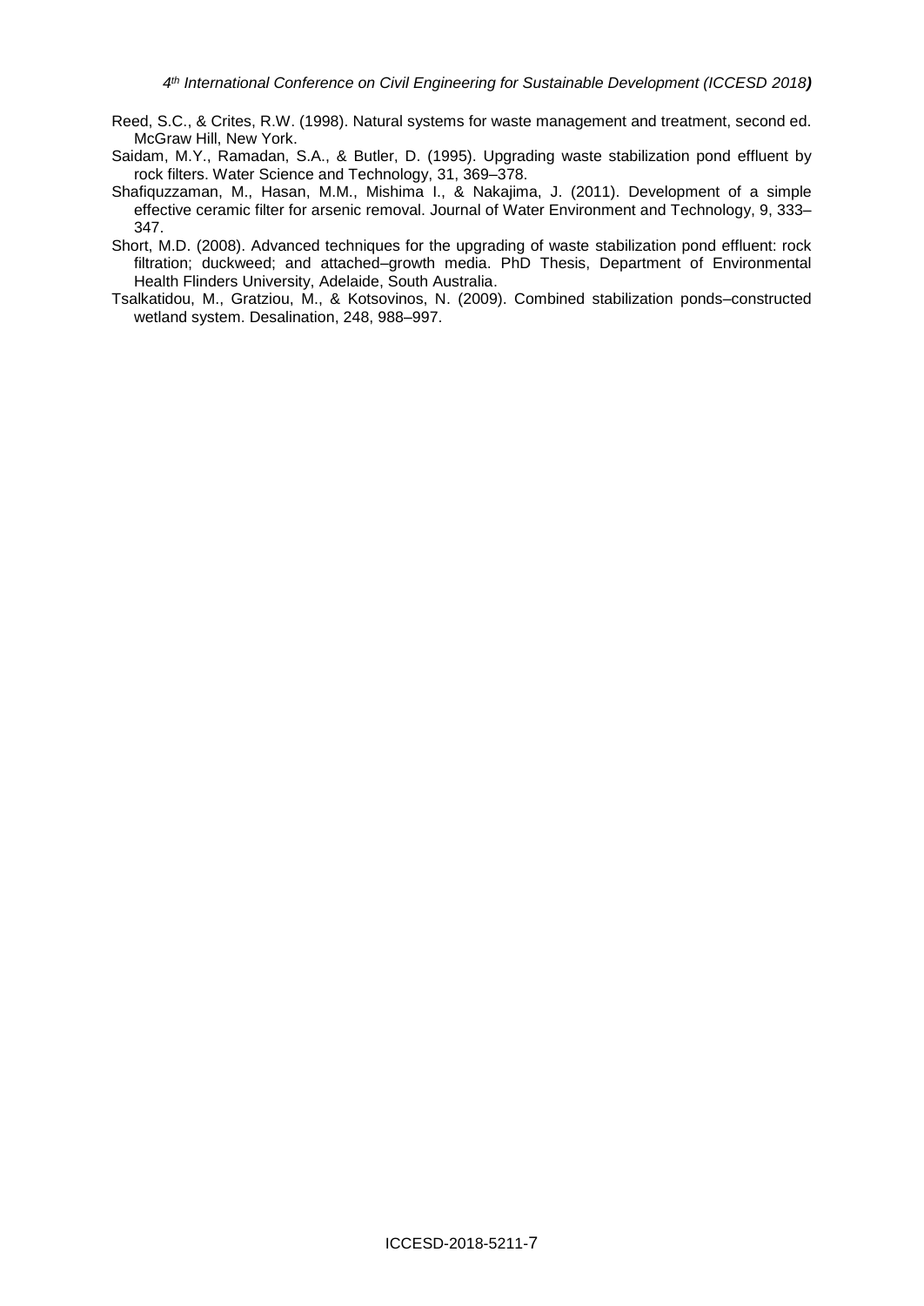Reed, S.C., & Crites, R.W. (1998). Natural systems for waste management and treatment, second ed. McGraw Hill, New York.

Saidam, M.Y., Ramadan, S.A., & Butler, D. (1995). Upgrading waste stabilization pond effluent by rock filters. Water Science and Technology, 31, 369–378.

Shafiquzzaman, M., Hasan, M.M., Mishima I., & Nakajima, J. (2011). Development of a simple effective ceramic filter for arsenic removal. Journal of Water Environment and Technology, 9, 333–347.

Short, M.D. (2008). Advanced techniques for the upgrading of waste stabilization pond effluent: rock filtration; duckweed; and attached–growth media. PhD Thesis, Department of Environmental Health Flinders University, Adelaide, South Australia.

Tsalkatidou, M., Gratziou, M., & Kotsovinos, N. (2009). Combined stabilization ponds–constructed wetland system. Desalination, 248, 988–997.